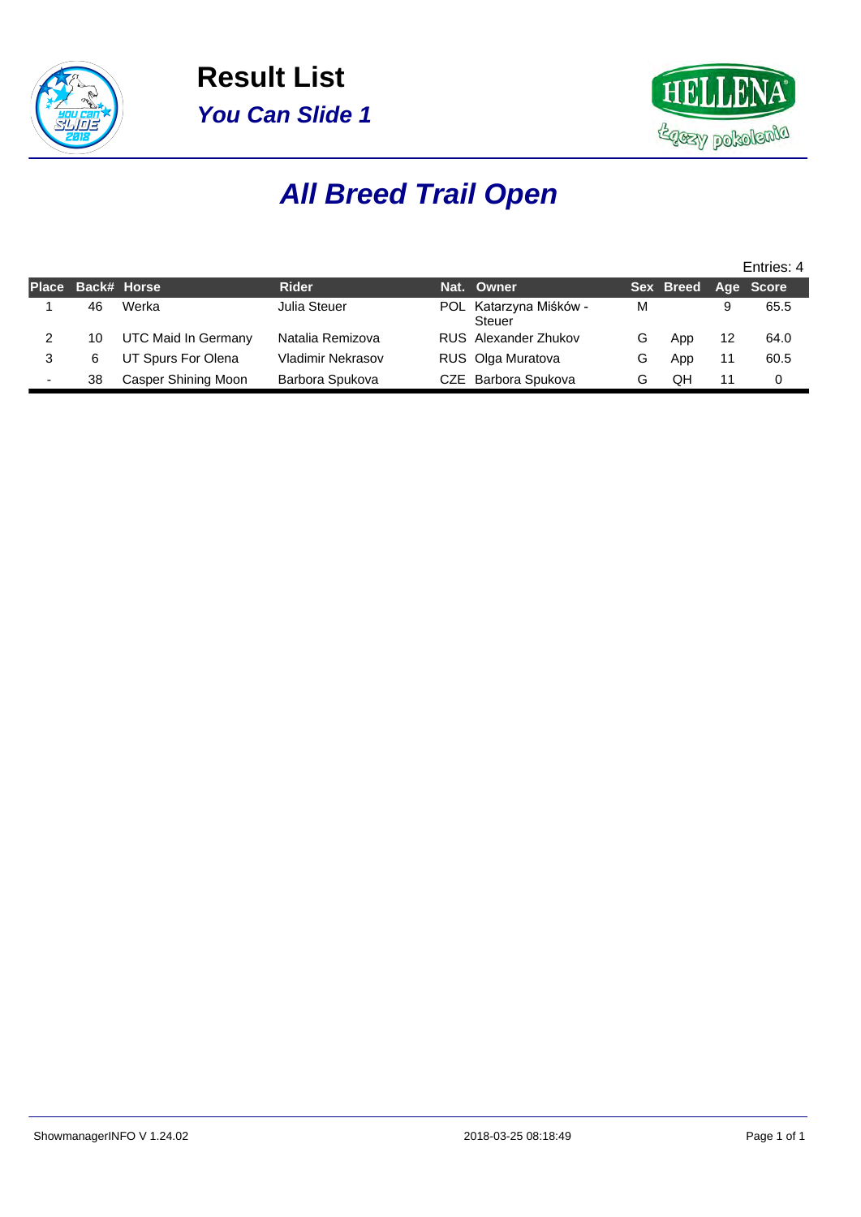# Result List

## *You Can Slide 1*

# *All Breed Trail Open*

Entries: 4

| Place | Back# | Horse | Rider | Nat. | Owner | Sex | Breed | Age | Score |
|---|---|---|---|---|---|---|---|---|---|
| 1 | 46 | Werka | Julia Steuer | POL | Katarzyna Miśków - Steuer | M | | 9 | 65.5 |
| 2 | 10 | UTC Maid In Germany | Natalia Remizova | RUS | Alexander Zhukov | G | App | 12 | 64.0 |
| 3 | 6 | UT Spurs For Olena | Vladimir Nekrasov | RUS | Olga Muratova | G | App | 11 | 60.5 |
| - | 38 | Casper Shining Moon | Barbora Spukova | CZE | Barbora Spukova | G | QH | 11 | 0 |

ShowmanagerINFO V 1.24.02 2018-03-25 08:18:49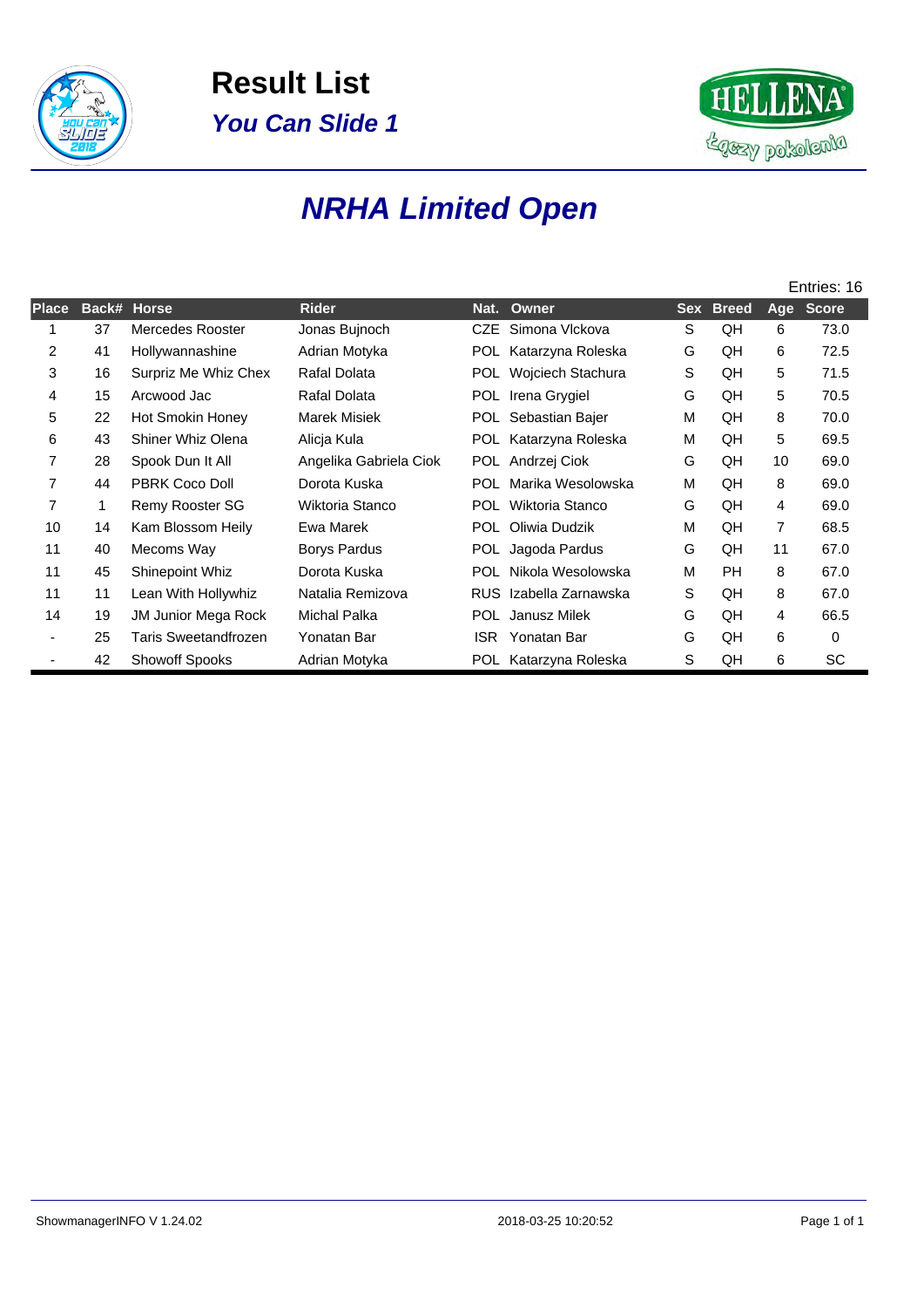# Result List

## *You Can Slide 1*

# *NRHA Limited Open*

Entries: 16

| Place | Back# | Horse | Rider | Nat. | Owner | Sex | Breed | Age | Score |
|---|---|---|---|---|---|---|---|---|---|
| 1 | 37 | Mercedes Rooster | Jonas Bujnoch | CZE | Simona Vlckova | S | QH | 6 | 73.0 |
| 2 | 41 | Hollywannashine | Adrian Motyka | POL | Katarzyna Roleska | G | QH | 6 | 72.5 |
| 3 | 16 | Surpriz Me Whiz Chex | Rafal Dolata | POL | Wojciech Stachura | S | QH | 5 | 71.5 |
| 4 | 15 | Arcwood Jac | Rafal Dolata | POL | Irena Grygiel | G | QH | 5 | 70.5 |
| 5 | 22 | Hot Smokin Honey | Marek Misiek | POL | Sebastian Bajer | M | QH | 8 | 70.0 |
| 6 | 43 | Shiner Whiz Olena | Alicja Kula | POL | Katarzyna Roleska | M | QH | 5 | 69.5 |
| 7 | 28 | Spook Dun It All | Angelika Gabriela Ciok | POL | Andrzej Ciok | G | QH | 10 | 69.0 |
| 7 | 44 | PBRK Coco Doll | Dorota Kuska | POL | Marika Wesolowska | M | QH | 8 | 69.0 |
| 7 | 1 | Remy Rooster SG | Wiktoria Stanco | POL | Wiktoria Stanco | G | QH | 4 | 69.0 |
| 10 | 14 | Kam Blossom Heily | Ewa Marek | POL | Oliwia Dudzik | M | QH | 7 | 68.5 |
| 11 | 40 | Mecoms Way | Borys Pardus | POL | Jagoda Pardus | G | QH | 11 | 67.0 |
| 11 | 45 | Shinepoint Whiz | Dorota Kuska | POL | Nikola Wesolowska | M | PH | 8 | 67.0 |
| 11 | 11 | Lean With Hollywhiz | Natalia Remizova | RUS | Izabella Zarnawska | S | QH | 8 | 67.0 |
| 14 | 19 | JM Junior Mega Rock | Michal Palka | POL | Janusz Milek | G | QH | 4 | 66.5 |
| - | 25 | Taris Sweetandfrozen | Yonatan Bar | ISR | Yonatan Bar | G | QH | 6 | 0 |
| - | 42 | Showoff Spooks | Adrian Motyka | POL | Katarzyna Roleska | S | QH | 6 | SC |

ShowmanagerINFO V 1.24.02 2018-03-25 10:20:52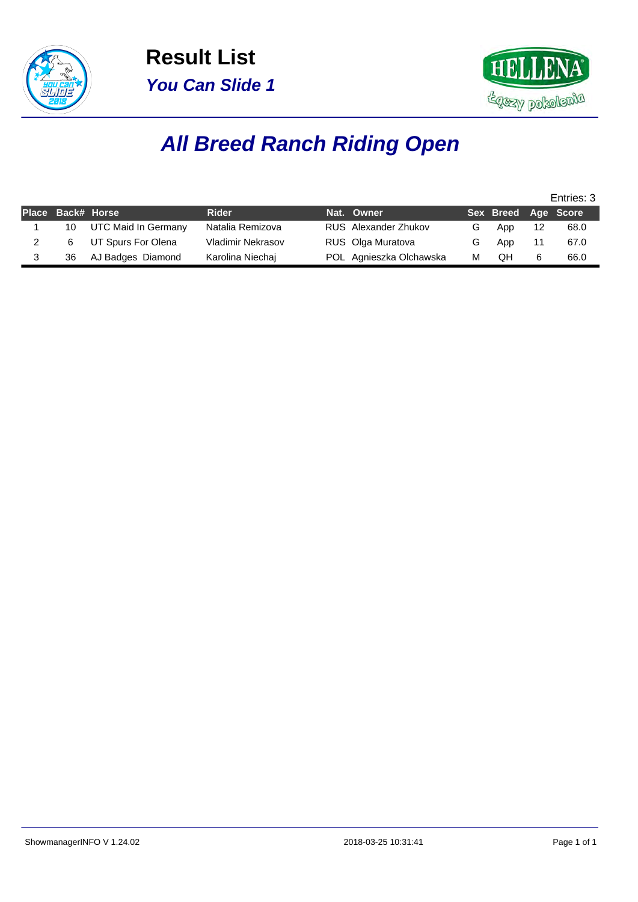# Result List

## *You Can Slide 1*

# *All Breed Ranch Riding Open*

Entries: 3

| Place | Back# | Horse | Rider | Nat. | Owner | Sex | Breed | Age | Score |
|---|---|---|---|---|---|---|---|---|---|
| 1 | 10 | UTC Maid In Germany | Natalia Remizova | RUS | Alexander Zhukov | G | App | 12 | 68.0 |
| 2 | 6 | UT Spurs For Olena | Vladimir Nekrasov | RUS | Olga Muratova | G | App | 11 | 67.0 |
| 3 | 36 | AJ Badges Diamond | Karolina Niechaj | POL | Agnieszka Olchawska | M | QH | 6 | 66.0 |

ShowmanagerINFO V 1.24.02 2018-03-25 10:31:41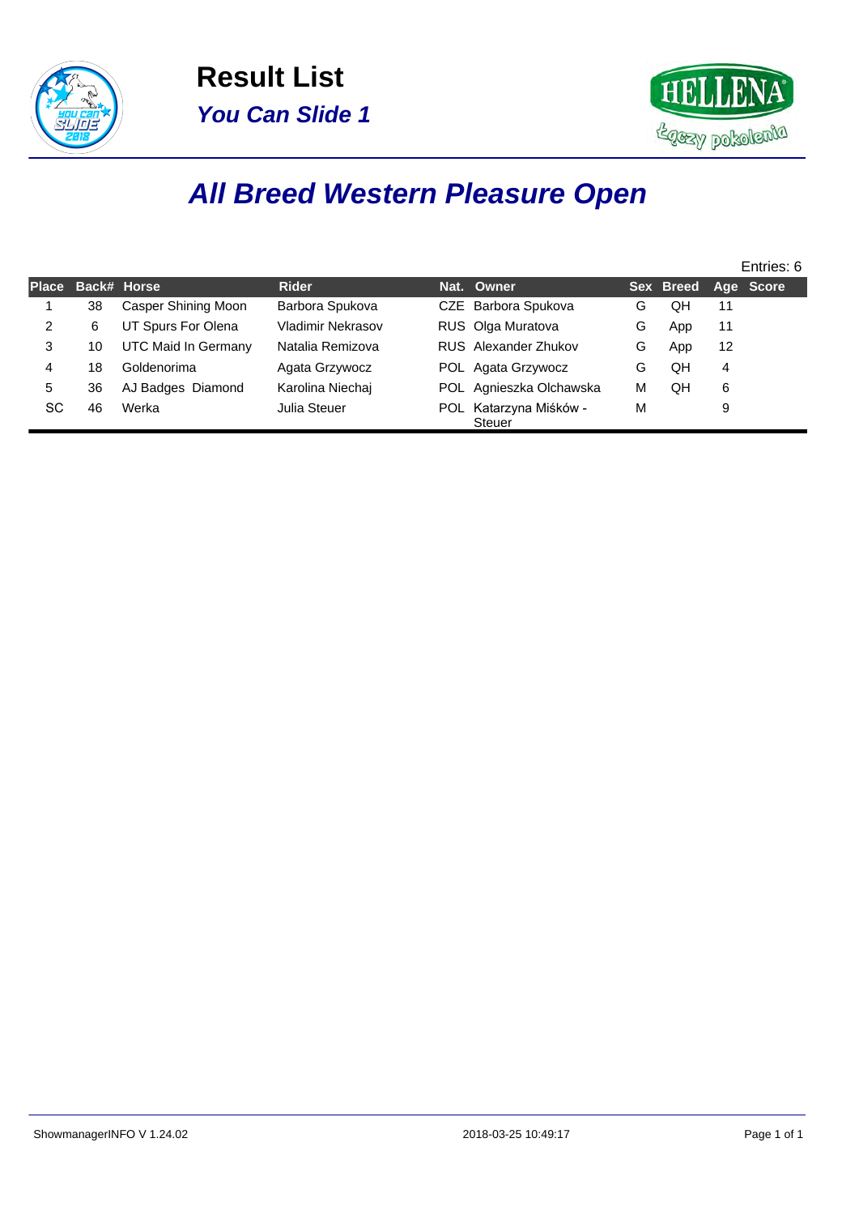# Result List

## *You Can Slide 1*

# *All Breed Western Pleasure Open*

Entries: 6

| Place | Back# | Horse | Rider | Nat. | Owner | Sex | Breed | Age | Score |
|---|---|---|---|---|---|---|---|---|---|
| 1 | 38 | Casper Shining Moon | Barbora Spukova | CZE | Barbora Spukova | G | QH | 11 | |
| 2 | 6 | UT Spurs For Olena | Vladimir Nekrasov | RUS | Olga Muratova | G | App | 11 | |
| 3 | 10 | UTC Maid In Germany | Natalia Remizova | RUS | Alexander Zhukov | G | App | 12 | |
| 4 | 18 | Goldenorima | Agata Grzywocz | POL | Agata Grzywocz | G | QH | 4 | |
| 5 | 36 | AJ Badges Diamond | Karolina Niechaj | POL | Agnieszka Olchawska | M | QH | 6 | |
| SC | 46 | Werka | Julia Steuer | POL | Katarzyna Miśków - Steuer | M | | 9 | |

ShowmanagerINFO V 1.24.02 2018-03-25 10:49:17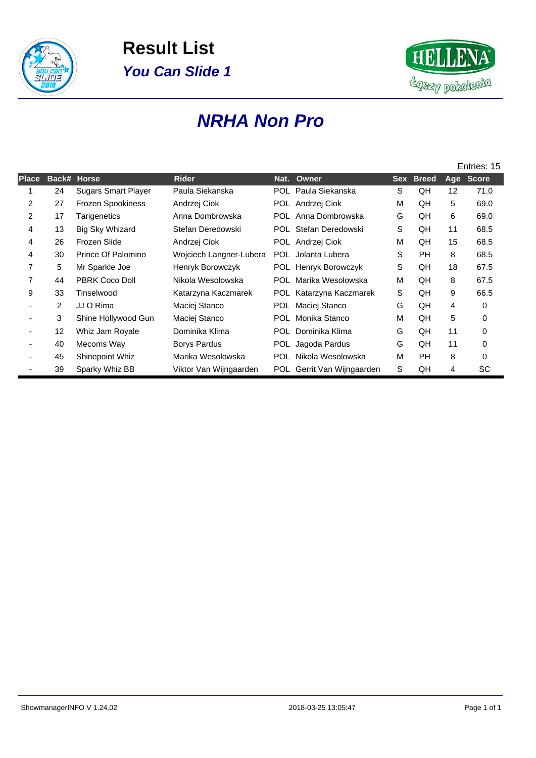# Result List

## *You Can Slide 1*

# *NRHA Non Pro*

Entries: 15

| Place | Back# | Horse | Rider | Nat. | Owner | Sex | Breed | Age | Score |
|---|---|---|---|---|---|---|---|---|---|
| 1 | 24 | Sugars Smart Player | Paula Siekanska | POL | Paula Siekanska | S | QH | 12 | 71.0 |
| 2 | 27 | Frozen Spookiness | Andrzej Ciok | POL | Andrzej Ciok | M | QH | 5 | 69.0 |
| 2 | 17 | Tarigenetics | Anna Dombrowska | POL | Anna Dombrowska | G | QH | 6 | 69.0 |
| 4 | 13 | Big Sky Whizard | Stefan Deredowski | POL | Stefan Deredowski | S | QH | 11 | 68.5 |
| 4 | 26 | Frozen Slide | Andrzej Ciok | POL | Andrzej Ciok | M | QH | 15 | 68.5 |
| 4 | 30 | Prince Of Palomino | Wojciech Langner-Lubera | POL | Jolanta Lubera | S | PH | 8 | 68.5 |
| 7 | 5 | Mr Sparkle Joe | Henryk Borowczyk | POL | Henryk Borowczyk | S | QH | 18 | 67.5 |
| 7 | 44 | PBRK Coco Doll | Nikola Wesolowska | POL | Marika Wesolowska | M | QH | 8 | 67.5 |
| 9 | 33 | Tinselwood | Katarzyna Kaczmarek | POL | Katarzyna Kaczmarek | S | QH | 9 | 66.5 |
| - | 2 | JJ O Rima | Maciej Stanco | POL | Maciej Stanco | G | QH | 4 | 0 |
| - | 3 | Shine Hollywood Gun | Maciej Stanco | POL | Monika Stanco | M | QH | 5 | 0 |
| - | 12 | Whiz Jam Royale | Dominika Klima | POL | Dominika Klima | G | QH | 11 | 0 |
| - | 40 | Mecoms Way | Borys Pardus | POL | Jagoda Pardus | G | QH | 11 | 0 |
| - | 45 | Shinepoint Whiz | Marika Wesolowska | POL | Nikola Wesolowska | M | PH | 8 | 0 |
| - | 39 | Sparky Whiz BB | Viktor Van Wijngaarden | POL | Gerrit Van Wijngaarden | S | QH | 4 | SC |

ShowmanagerINFO V 1.24.02 2018-03-25 13:05:47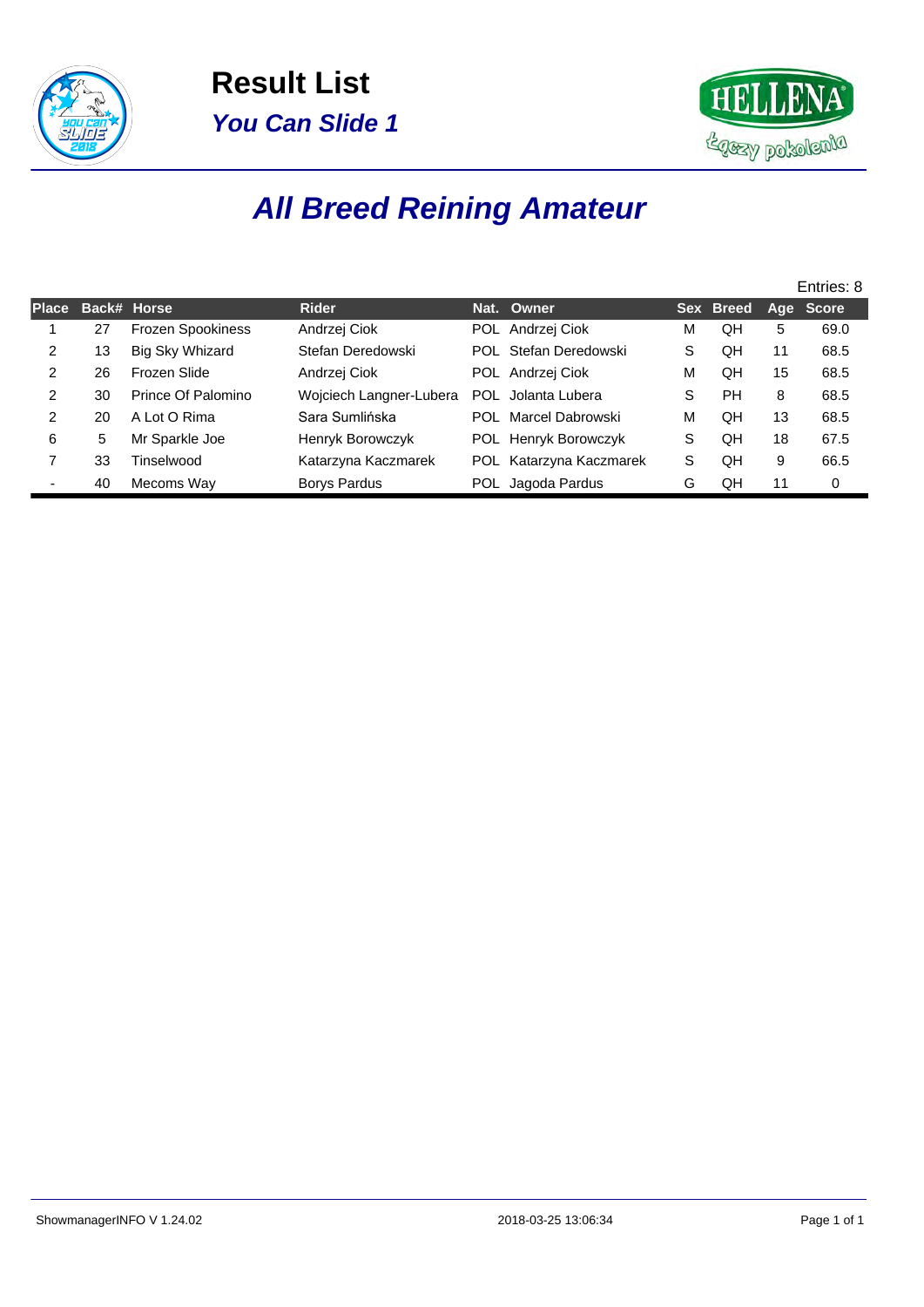# Result List

## *You Can Slide 1*

# *All Breed Reining Amateur*

Entries: 8

| Place | Back# | Horse | Rider | Nat. | Owner | Sex | Breed | Age | Score |
|---|---|---|---|---|---|---|---|---|---|
| 1 | 27 | Frozen Spookiness | Andrzej Ciok | POL | Andrzej Ciok | M | QH | 5 | 69.0 |
| 2 | 13 | Big Sky Whizard | Stefan Deredowski | POL | Stefan Deredowski | S | QH | 11 | 68.5 |
| 2 | 26 | Frozen Slide | Andrzej Ciok | POL | Andrzej Ciok | M | QH | 15 | 68.5 |
| 2 | 30 | Prince Of Palomino | Wojciech Langner-Lubera | POL | Jolanta Lubera | S | PH | 8 | 68.5 |
| 2 | 20 | A Lot O Rima | Sara Sumlińska | POL | Marcel Dabrowski | M | QH | 13 | 68.5 |
| 6 | 5 | Mr Sparkle Joe | Henryk Borowczyk | POL | Henryk Borowczyk | S | QH | 18 | 67.5 |
| 7 | 33 | Tinselwood | Katarzyna Kaczmarek | POL | Katarzyna Kaczmarek | S | QH | 9 | 66.5 |
| - | 40 | Mecoms Way | Borys Pardus | POL | Jagoda Pardus | G | QH | 11 | 0 |

ShowmanagerINFO V 1.24.02 2018-03-25 13:06:34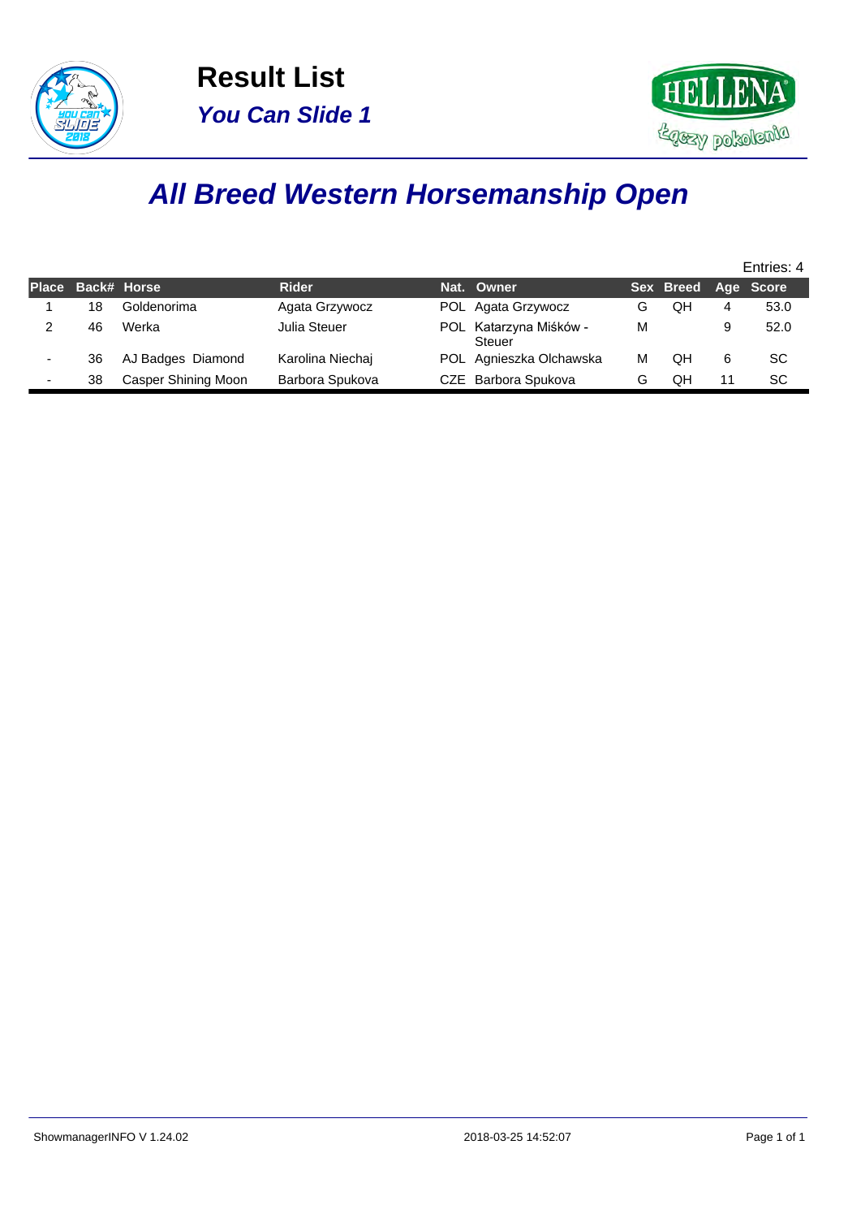# Result List

## *You Can Slide 1*

# *All Breed Western Horsemanship Open*

Entries: 4

| Place | Back# | Horse | Rider | Nat. | Owner | Sex | Breed | Age | Score |
|---|---|---|---|---|---|---|---|---|---|
| 1 | 18 | Goldenorima | Agata Grzywocz | POL | Agata Grzywocz | G | QH | 4 | 53.0 |
| 2 | 46 | Werka | Julia Steuer | POL | Katarzyna Miśków - Steuer | M | | 9 | 52.0 |
| - | 36 | AJ Badges Diamond | Karolina Niechaj | POL | Agnieszka Olchawska | M | QH | 6 | SC |
| - | 38 | Casper Shining Moon | Barbora Spukova | CZE | Barbora Spukova | G | QH | 11 | SC |

ShowmanagerINFO V 1.24.02 2018-03-25 14:52:07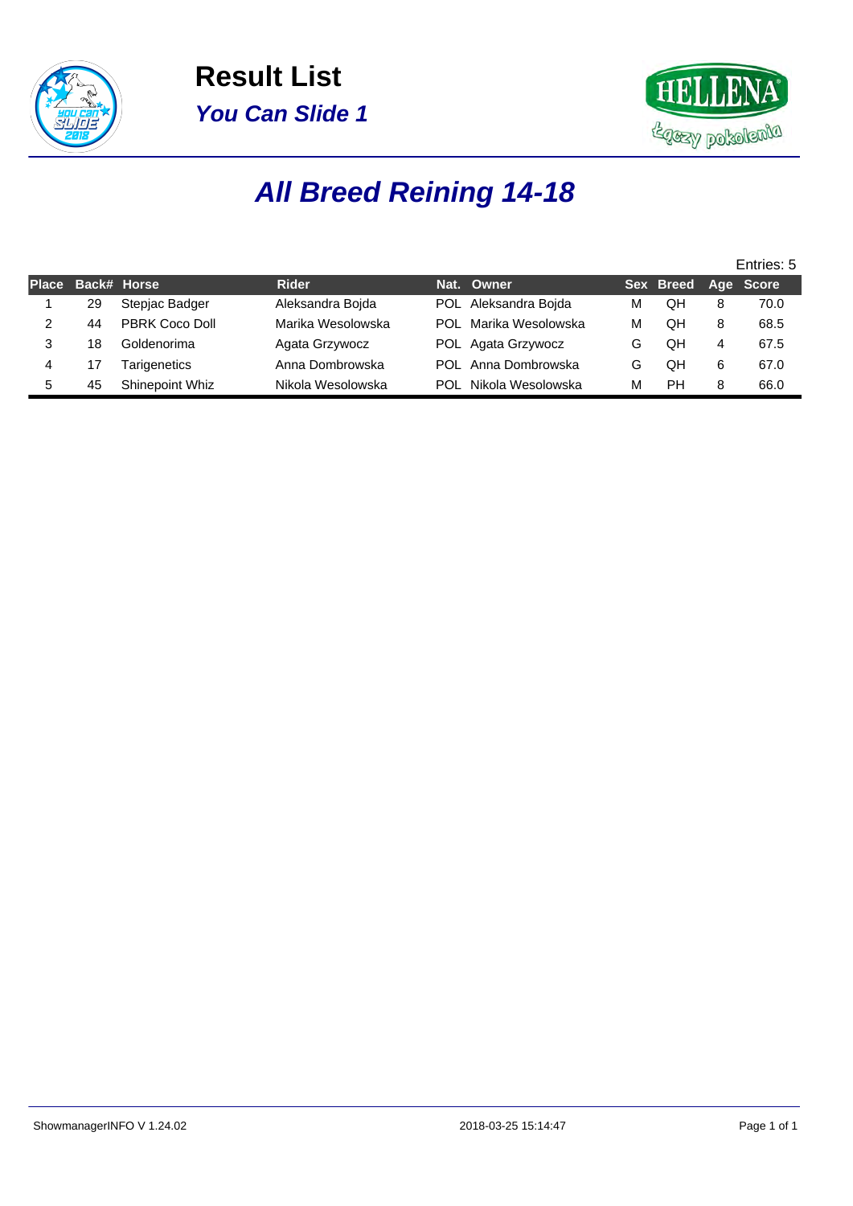# Result List

## *You Can Slide 1*

# *All Breed Reining 14-18*

Entries: 5

| Place | Back# | Horse | Rider | Nat. | Owner | Sex | Breed | Age | Score |
|---|---|---|---|---|---|---|---|---|---|
| 1 | 29 | Stepjac Badger | Aleksandra Bojda | POL | Aleksandra Bojda | M | QH | 8 | 70.0 |
| 2 | 44 | PBRK Coco Doll | Marika Wesolowska | POL | Marika Wesolowska | M | QH | 8 | 68.5 |
| 3 | 18 | Goldenorima | Agata Grzywocz | POL | Agata Grzywocz | G | QH | 4 | 67.5 |
| 4 | 17 | Tarigenetics | Anna Dombrowska | POL | Anna Dombrowska | G | QH | 6 | 67.0 |
| 5 | 45 | Shinepoint Whiz | Nikola Wesolowska | POL | Nikola Wesolowska | M | PH | 8 | 66.0 |

ShowmanagerINFO V 1.24.02 2018-03-25 15:14:47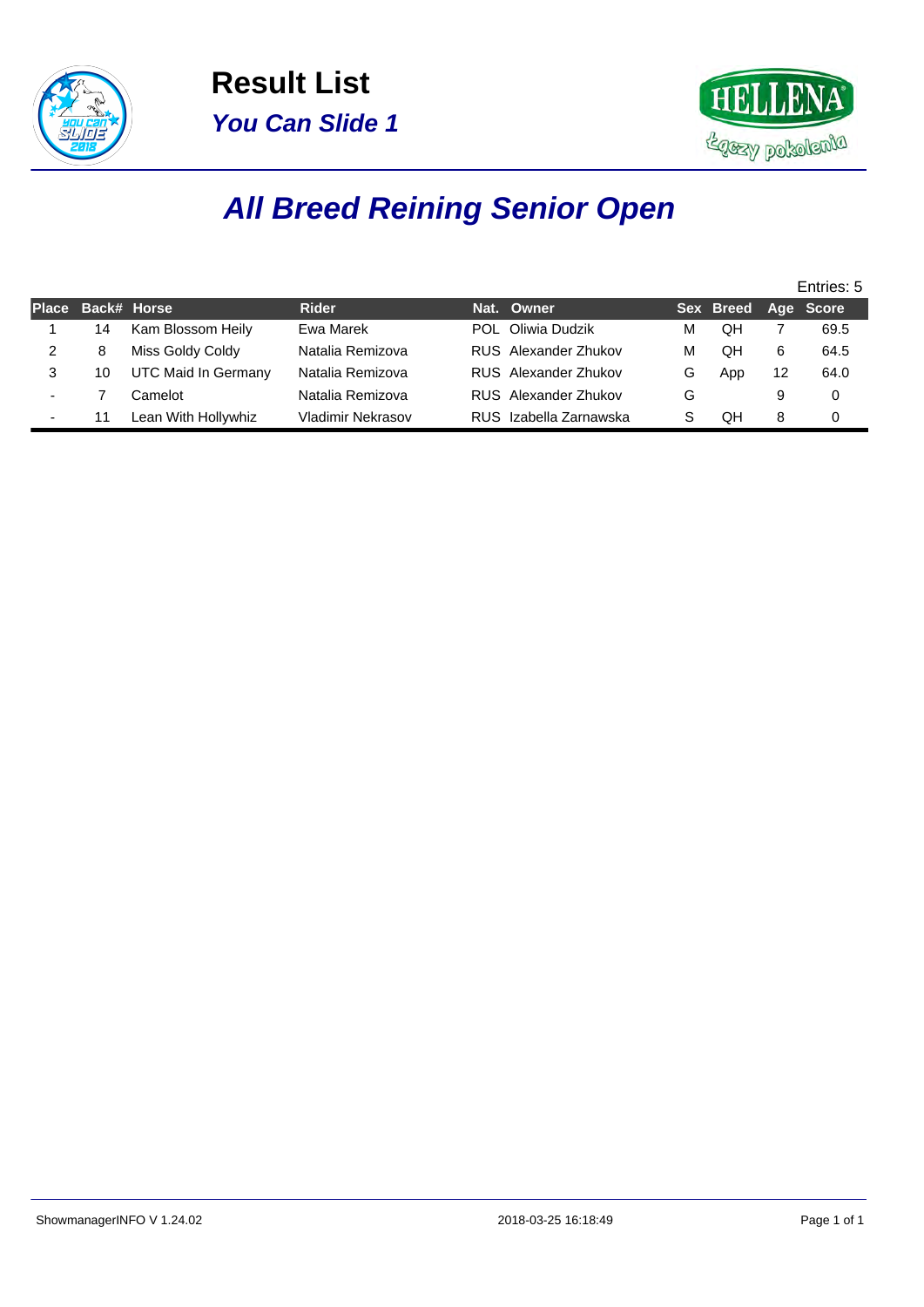# Result List

## *You Can Slide 1*

## *All Breed Reining Senior Open*

Entries: 5

| Place | Back# | Horse | Rider | Nat. | Owner | Sex | Breed | Age | Score |
|---|---|---|---|---|---|---|---|---|---|
| 1 | 14 | Kam Blossom Heily | Ewa Marek | POL | Oliwia Dudzik | M | QH | 7 | 69.5 |
| 2 | 8 | Miss Goldy Coldy | Natalia Remizova | RUS | Alexander Zhukov | M | QH | 6 | 64.5 |
| 3 | 10 | UTC Maid In Germany | Natalia Remizova | RUS | Alexander Zhukov | G | App | 12 | 64.0 |
| - | 7 | Camelot | Natalia Remizova | RUS | Alexander Zhukov | G | | 9 | 0 |
| - | 11 | Lean With Hollywhiz | Vladimir Nekrasov | RUS | Izabella Zarnawska | S | QH | 8 | 0 |

ShowmanagerINFO V 1.24.02 2018-03-25 16:18:49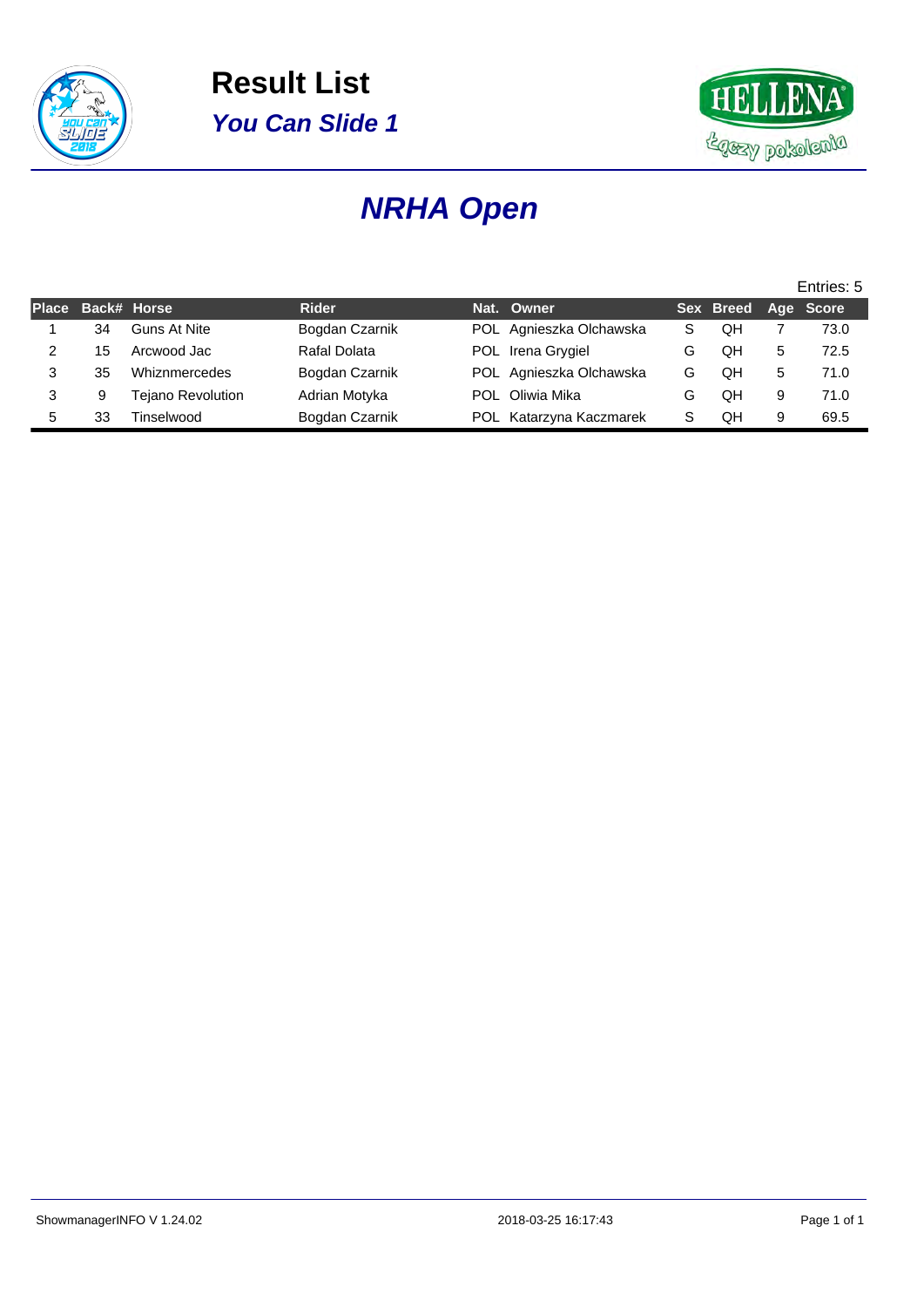# Result List

## *You Can Slide 1*

# *NRHA Open*

Entries: 5

| Place | Back# | Horse | Rider | Nat. | Owner | Sex | Breed | Age | Score |
|---|---|---|---|---|---|---|---|---|---|
| 1 | 34 | Guns At Nite | Bogdan Czarnik | POL | Agnieszka Olchawska | S | QH | 7 | 73.0 |
| 2 | 15 | Arcwood Jac | Rafal Dolata | POL | Irena Grygiel | G | QH | 5 | 72.5 |
| 3 | 35 | Whiznmercedes | Bogdan Czarnik | POL | Agnieszka Olchawska | G | QH | 5 | 71.0 |
| 3 | 9 | Tejano Revolution | Adrian Motyka | POL | Oliwia Mika | G | QH | 9 | 71.0 |
| 5 | 33 | Tinselwood | Bogdan Czarnik | POL | Katarzyna Kaczmarek | S | QH | 9 | 69.5 |

ShowmanagerINFO V 1.24.02 2018-03-25 16:17:43